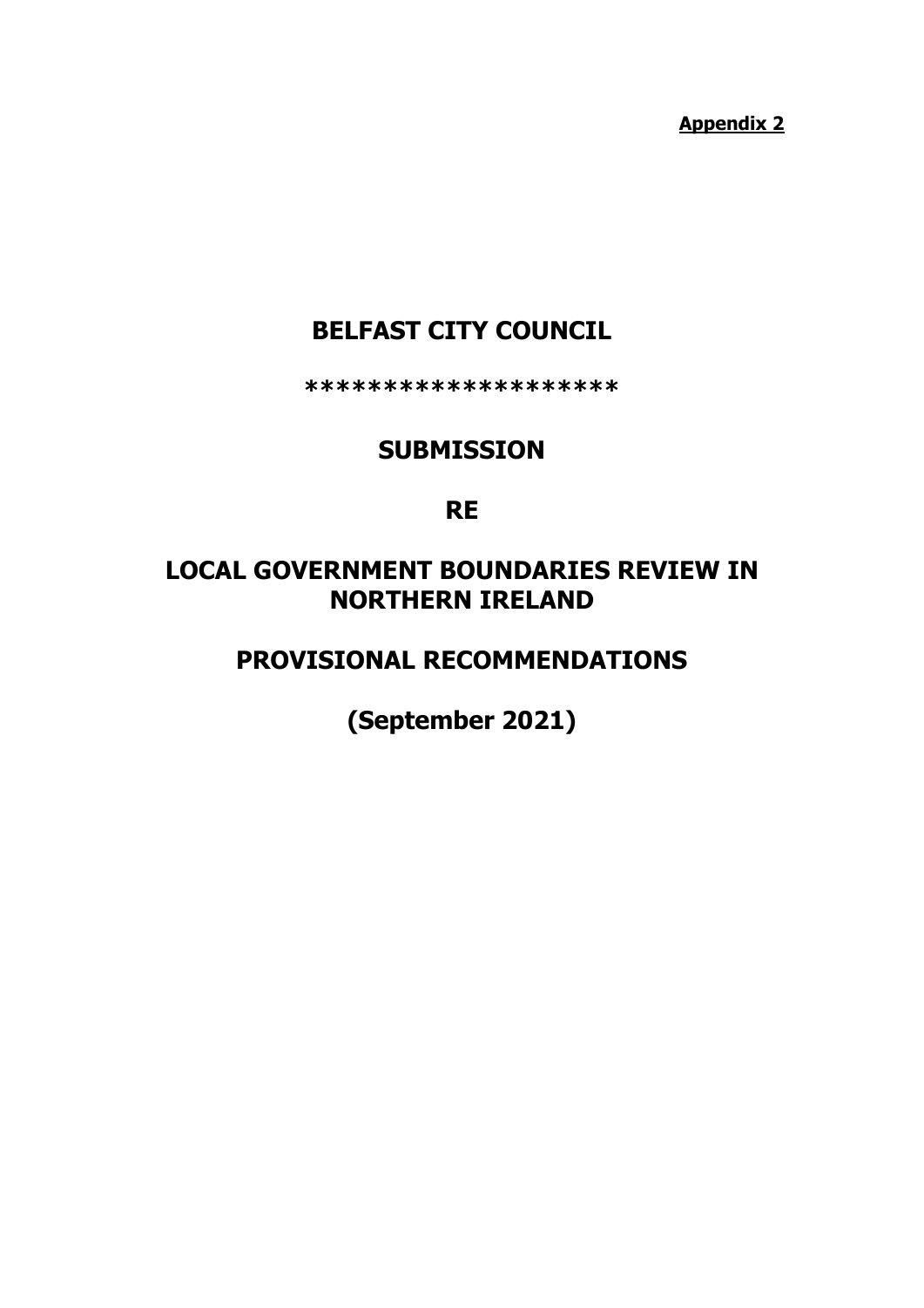**Appendix 2**

# BELFAST CITY COUNCIL

**********************

# SUBMISSION

# RE

# LOCAL GOVERNMENT BOUNDARIES REVIEW IN NORTHERN IRELAND

# PROVISIONAL RECOMMENDATIONS

# (September 2021)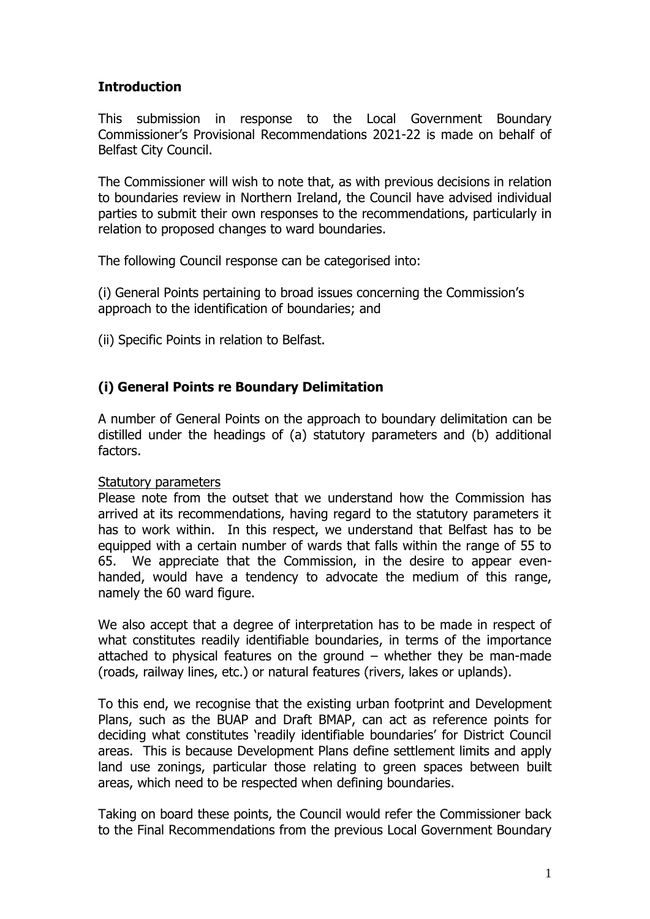## Introduction

This submission in response to the Local Government Boundary Commissioner's Provisional Recommendations 2021-22 is made on behalf of Belfast City Council.

The Commissioner will wish to note that, as with previous decisions in relation to boundaries review in Northern Ireland, the Council have advised individual parties to submit their own responses to the recommendations, particularly in relation to proposed changes to ward boundaries.

The following Council response can be categorised into:

(i) General Points pertaining to broad issues concerning the Commission's approach to the identification of boundaries; and

(ii) Specific Points in relation to Belfast.

## (i) General Points re Boundary Delimitation

A number of General Points on the approach to boundary delimitation can be distilled under the headings of (a) statutory parameters and (b) additional factors.

Statutory parameters

Please note from the outset that we understand how the Commission has arrived at its recommendations, having regard to the statutory parameters it has to work within. In this respect, we understand that Belfast has to be equipped with a certain number of wards that falls within the range of 55 to 65. We appreciate that the Commission, in the desire to appear even-handed, would have a tendency to advocate the medium of this range, namely the 60 ward figure.

We also accept that a degree of interpretation has to be made in respect of what constitutes readily identifiable boundaries, in terms of the importance attached to physical features on the ground – whether they be man-made (roads, railway lines, etc.) or natural features (rivers, lakes or uplands).

To this end, we recognise that the existing urban footprint and Development Plans, such as the BUAP and Draft BMAP, can act as reference points for deciding what constitutes 'readily identifiable boundaries' for District Council areas. This is because Development Plans define settlement limits and apply land use zonings, particular those relating to green spaces between built areas, which need to be respected when defining boundaries.

Taking on board these points, the Council would refer the Commissioner back to the Final Recommendations from the previous Local Government Boundary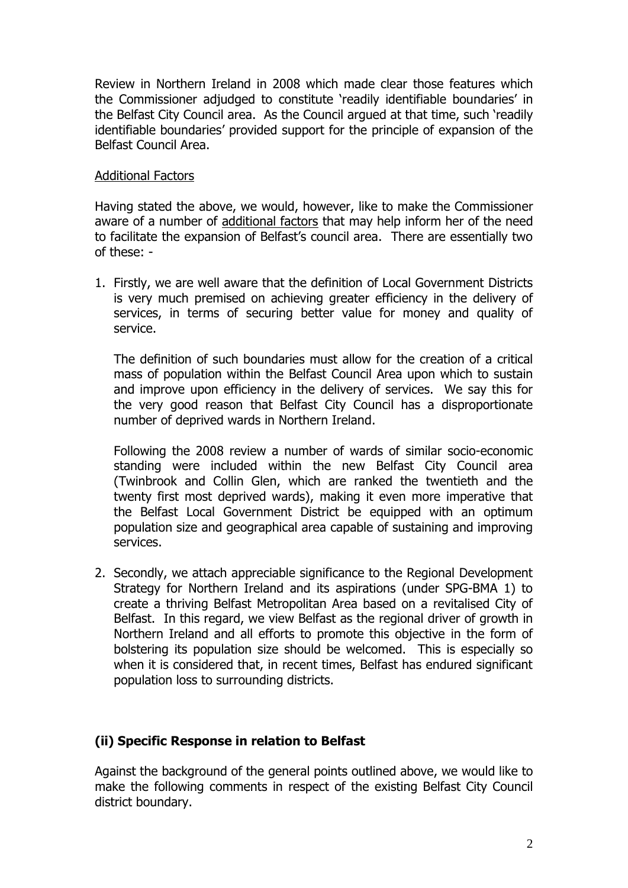Review in Northern Ireland in 2008 which made clear those features which the Commissioner adjudged to constitute 'readily identifiable boundaries' in the Belfast City Council area. As the Council argued at that time, such 'readily identifiable boundaries' provided support for the principle of expansion of the Belfast Council Area.

<u>Additional Factors</u>

Having stated the above, we would, however, like to make the Commissioner aware of a number of <u>additional factors</u> that may help inform her of the need to facilitate the expansion of Belfast's council area. There are essentially two of these: -

1. Firstly, we are well aware that the definition of Local Government Districts is very much premised on achieving greater efficiency in the delivery of services, in terms of securing better value for money and quality of service.

   The definition of such boundaries must allow for the creation of a critical mass of population within the Belfast Council Area upon which to sustain and improve upon efficiency in the delivery of services. We say this for the very good reason that Belfast City Council has a disproportionate number of deprived wards in Northern Ireland.

   Following the 2008 review a number of wards of similar socio-economic standing were included within the new Belfast City Council area (Twinbrook and Collin Glen, which are ranked the twentieth and the twenty first most deprived wards), making it even more imperative that the Belfast Local Government District be equipped with an optimum population size and geographical area capable of sustaining and improving services.

2. Secondly, we attach appreciable significance to the Regional Development Strategy for Northern Ireland and its aspirations (under SPG-BMA 1) to create a thriving Belfast Metropolitan Area based on a revitalised City of Belfast. In this regard, we view Belfast as the regional driver of growth in Northern Ireland and all efforts to promote this objective in the form of bolstering its population size should be welcomed. This is especially so when it is considered that, in recent times, Belfast has endured significant population loss to surrounding districts.

### (ii) Specific Response in relation to Belfast

Against the background of the general points outlined above, we would like to make the following comments in respect of the existing Belfast City Council district boundary.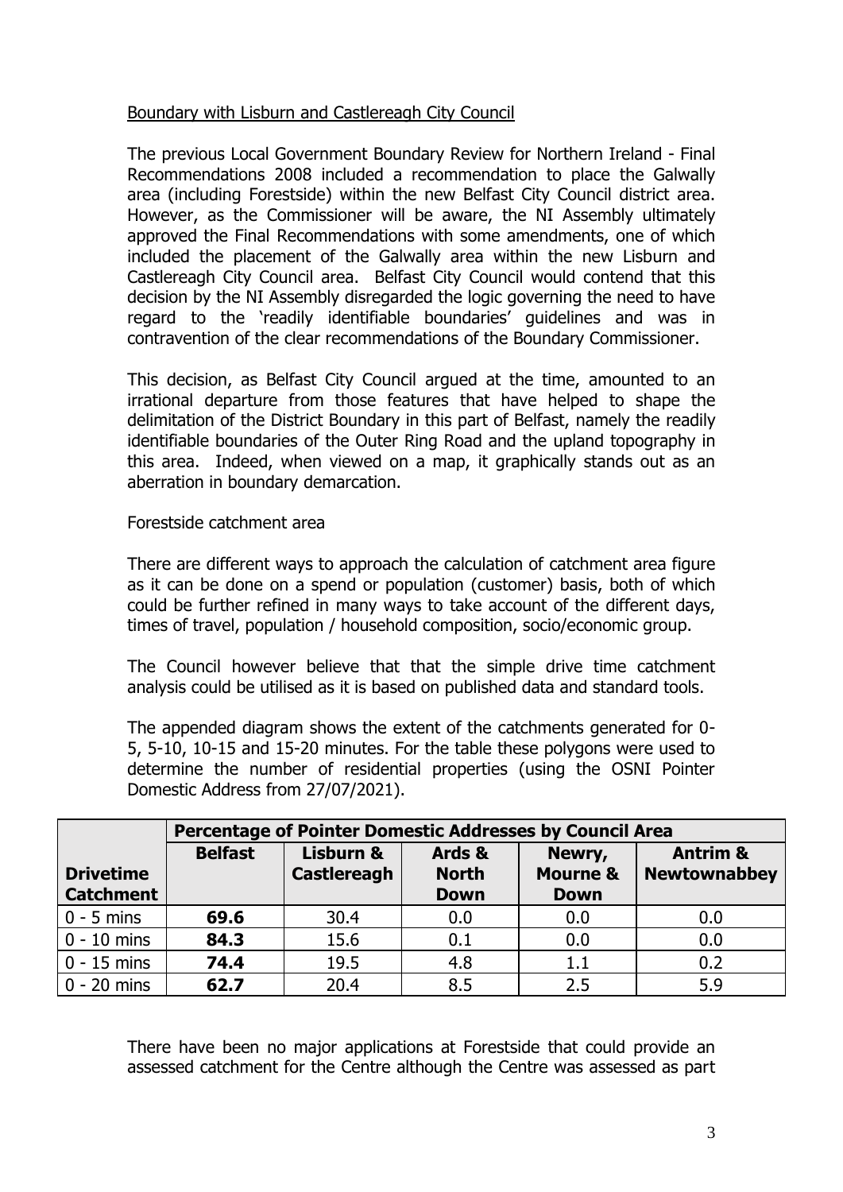Boundary with Lisburn and Castlereagh City Council

The previous Local Government Boundary Review for Northern Ireland - Final Recommendations 2008 included a recommendation to place the Galwally area (including Forestside) within the new Belfast City Council district area. However, as the Commissioner will be aware, the NI Assembly ultimately approved the Final Recommendations with some amendments, one of which included the placement of the Galwally area within the new Lisburn and Castlereagh City Council area. Belfast City Council would contend that this decision by the NI Assembly disregarded the logic governing the need to have regard to the 'readily identifiable boundaries' guidelines and was in contravention of the clear recommendations of the Boundary Commissioner.

This decision, as Belfast City Council argued at the time, amounted to an irrational departure from those features that have helped to shape the delimitation of the District Boundary in this part of Belfast, namely the readily identifiable boundaries of the Outer Ring Road and the upland topography in this area. Indeed, when viewed on a map, it graphically stands out as an aberration in boundary demarcation.

Forestside catchment area

There are different ways to approach the calculation of catchment area figure as it can be done on a spend or population (customer) basis, both of which could be further refined in many ways to take account of the different days, times of travel, population / household composition, socio/economic group.

The Council however believe that that the simple drive time catchment analysis could be utilised as it is based on published data and standard tools.

The appended diagram shows the extent of the catchments generated for 0-5, 5-10, 10-15 and 15-20 minutes. For the table these polygons were used to determine the number of residential properties (using the OSNI Pointer Domestic Address from 27/07/2021).

| | **Percentage of Pointer Domestic Addresses by Council Area** | | | | |
|---|---|---|---|---|---|
| **Drivetime Catchment** | **Belfast** | **Lisburn & Castlereagh** | **Ards & North Down** | **Newry, Mourne & Down** | **Antrim & Newtownabbey** |
| 0 - 5 mins | **69.6** | 30.4 | 0.0 | 0.0 | 0.0 |
| 0 - 10 mins | **84.3** | 15.6 | 0.1 | 0.0 | 0.0 |
| 0 - 15 mins | **74.4** | 19.5 | 4.8 | 1.1 | 0.2 |
| 0 - 20 mins | **62.7** | 20.4 | 8.5 | 2.5 | 5.9 |

There have been no major applications at Forestside that could provide an assessed catchment for the Centre although the Centre was assessed as part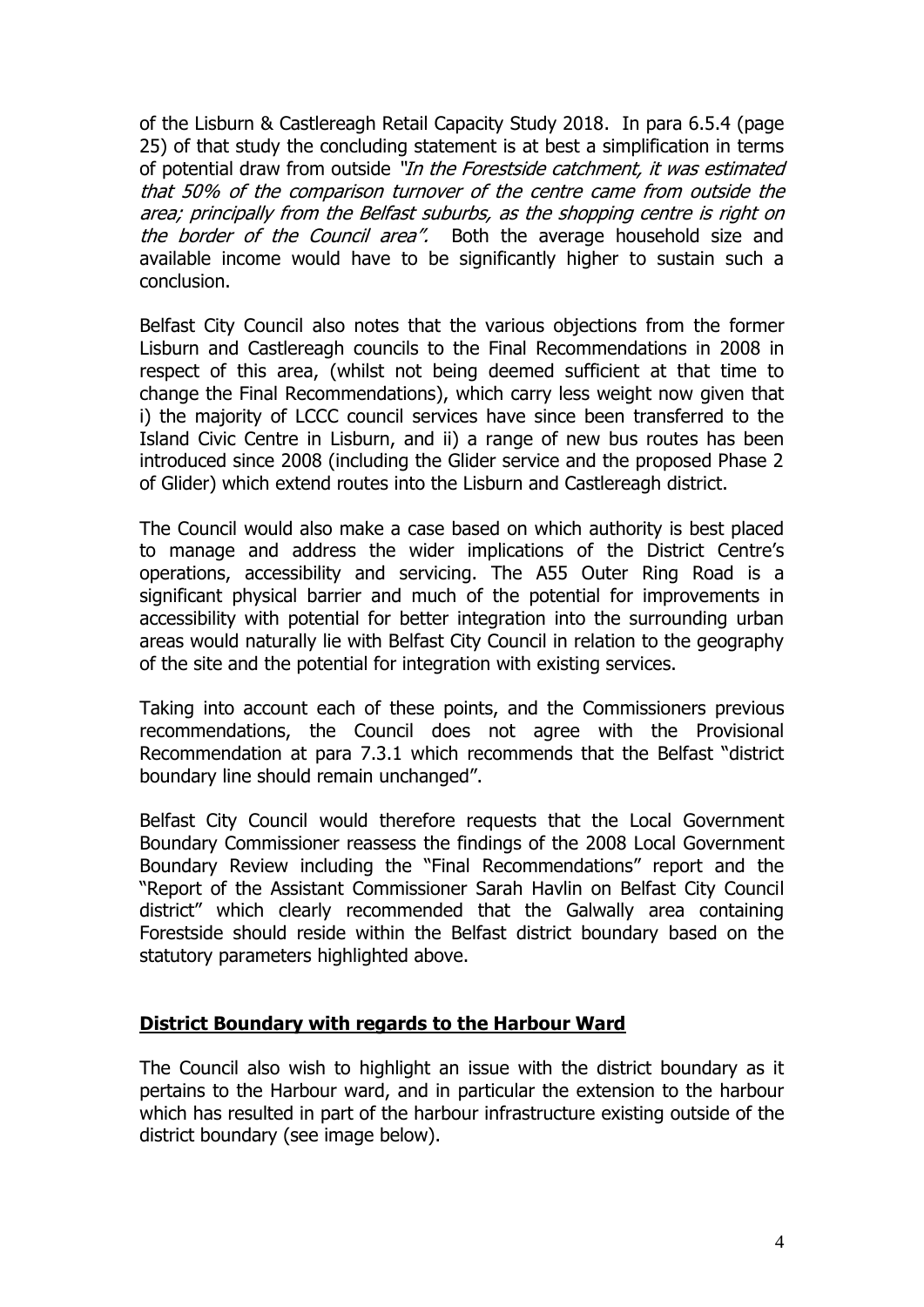of the Lisburn & Castlereagh Retail Capacity Study 2018. In para 6.5.4 (page 25) of that study the concluding statement is at best a simplification in terms of potential draw from outside *"In the Forestside catchment, it was estimated that 50% of the comparison turnover of the centre came from outside the area; principally from the Belfast suburbs, as the shopping centre is right on the border of the Council area".* Both the average household size and available income would have to be significantly higher to sustain such a conclusion.

Belfast City Council also notes that the various objections from the former Lisburn and Castlereagh councils to the Final Recommendations in 2008 in respect of this area, (whilst not being deemed sufficient at that time to change the Final Recommendations), which carry less weight now given that i) the majority of LCCC council services have since been transferred to the Island Civic Centre in Lisburn, and ii) a range of new bus routes has been introduced since 2008 (including the Glider service and the proposed Phase 2 of Glider) which extend routes into the Lisburn and Castlereagh district.

The Council would also make a case based on which authority is best placed to manage and address the wider implications of the District Centre's operations, accessibility and servicing. The A55 Outer Ring Road is a significant physical barrier and much of the potential for improvements in accessibility with potential for better integration into the surrounding urban areas would naturally lie with Belfast City Council in relation to the geography of the site and the potential for integration with existing services.

Taking into account each of these points, and the Commissioners previous recommendations, the Council does not agree with the Provisional Recommendation at para 7.3.1 which recommends that the Belfast "district boundary line should remain unchanged".

Belfast City Council would therefore requests that the Local Government Boundary Commissioner reassess the findings of the 2008 Local Government Boundary Review including the "Final Recommendations" report and the "Report of the Assistant Commissioner Sarah Havlin on Belfast City Council district" which clearly recommended that the Galwally area containing Forestside should reside within the Belfast district boundary based on the statutory parameters highlighted above.

**District Boundary with regards to the Harbour Ward**

The Council also wish to highlight an issue with the district boundary as it pertains to the Harbour ward, and in particular the extension to the harbour which has resulted in part of the harbour infrastructure existing outside of the district boundary (see image below).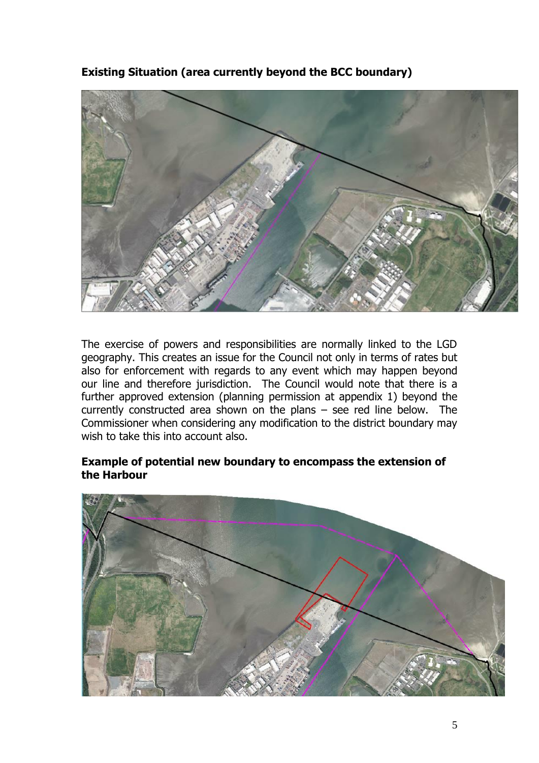**Existing Situation (area currently beyond the BCC boundary)**

The exercise of powers and responsibilities are normally linked to the LGD geography. This creates an issue for the Council not only in terms of rates but also for enforcement with regards to any event which may happen beyond our line and therefore jurisdiction. The Council would note that there is a further approved extension (planning permission at appendix 1) beyond the currently constructed area shown on the plans – see red line below. The Commissioner when considering any modification to the district boundary may wish to take this into account also.

**Example of potential new boundary to encompass the extension of the Harbour**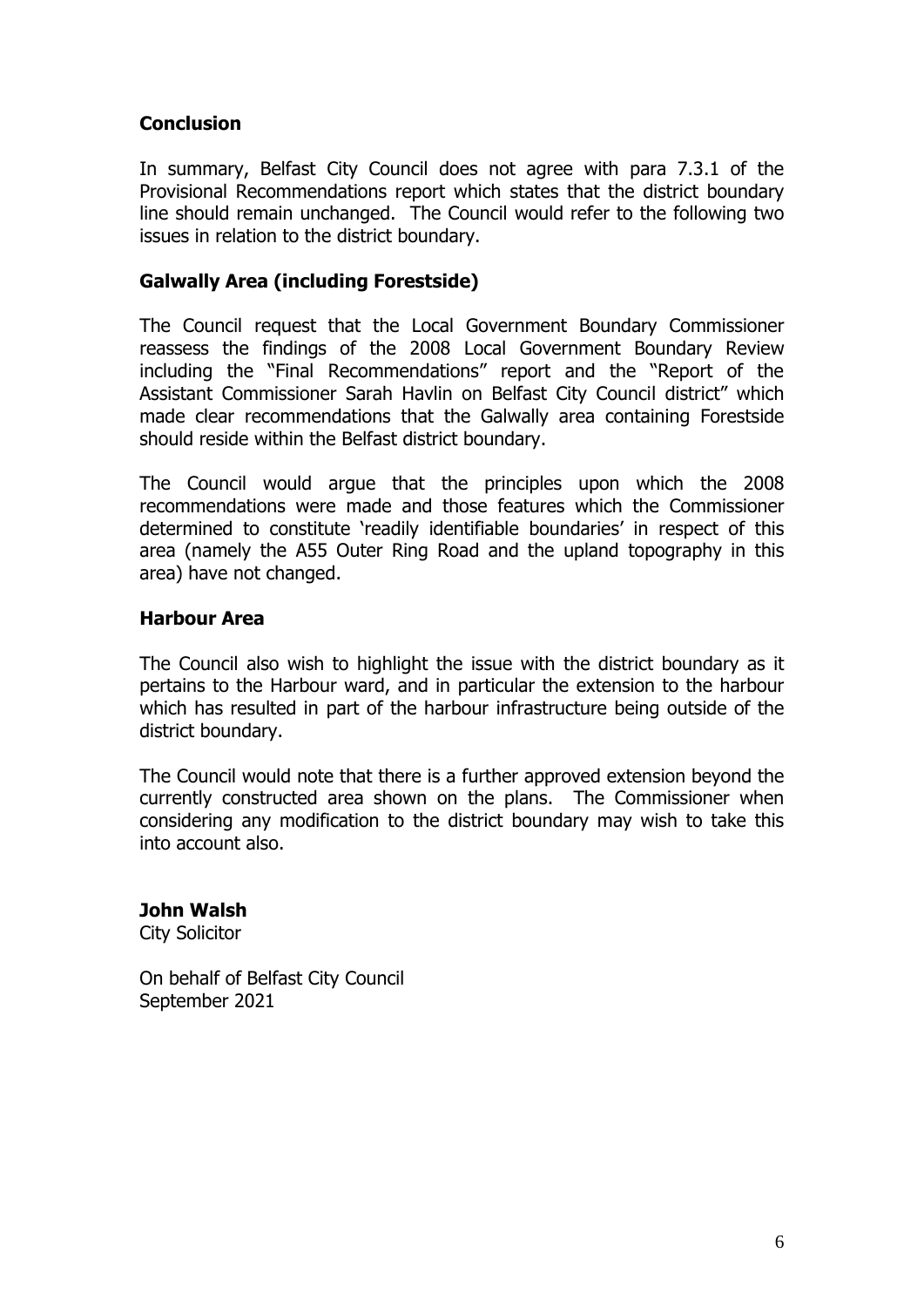## Conclusion

In summary, Belfast City Council does not agree with para 7.3.1 of the Provisional Recommendations report which states that the district boundary line should remain unchanged. The Council would refer to the following two issues in relation to the district boundary.

### Galwally Area (including Forestside)

The Council request that the Local Government Boundary Commissioner reassess the findings of the 2008 Local Government Boundary Review including the "Final Recommendations" report and the "Report of the Assistant Commissioner Sarah Havlin on Belfast City Council district" which made clear recommendations that the Galwally area containing Forestside should reside within the Belfast district boundary.

The Council would argue that the principles upon which the 2008 recommendations were made and those features which the Commissioner determined to constitute 'readily identifiable boundaries' in respect of this area (namely the A55 Outer Ring Road and the upland topography in this area) have not changed.

### Harbour Area

The Council also wish to highlight the issue with the district boundary as it pertains to the Harbour ward, and in particular the extension to the harbour which has resulted in part of the harbour infrastructure being outside of the district boundary.

The Council would note that there is a further approved extension beyond the currently constructed area shown on the plans. The Commissioner when considering any modification to the district boundary may wish to take this into account also.

**John Walsh**
City Solicitor

On behalf of Belfast City Council
September 2021